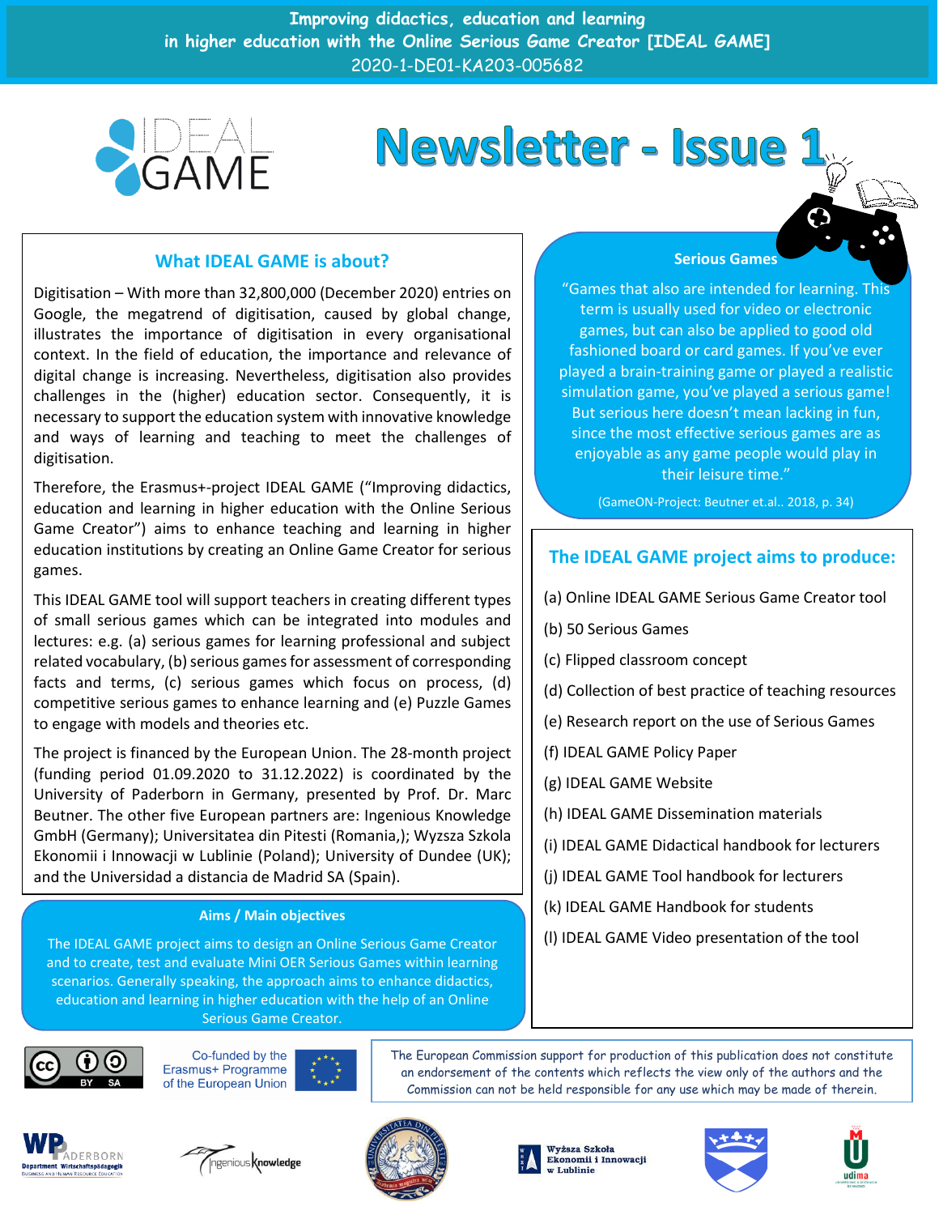Improving didactics, education and learning in higher education with the Online Serious Game Creator [IDEAL GAME]
2020-1-DE01-KA203-005682

# Newsletter - Issue 1

## What IDEAL GAME is about?

Digitisation – With more than 32,800,000 (December 2020) entries on Google, the megatrend of digitisation, caused by global change, illustrates the importance of digitisation in every organisational context. In the field of education, the importance and relevance of digital change is increasing. Nevertheless, digitisation also provides challenges in the (higher) education sector. Consequently, it is necessary to support the education system with innovative knowledge and ways of learning and teaching to meet the challenges of digitisation.

Therefore, the Erasmus+-project IDEAL GAME ("Improving didactics, education and learning in higher education with the Online Serious Game Creator") aims to enhance teaching and learning in higher education institutions by creating an Online Game Creator for serious games.

This IDEAL GAME tool will support teachers in creating different types of small serious games which can be integrated into modules and lectures: e.g. (a) serious games for learning professional and subject related vocabulary, (b) serious games for assessment of corresponding facts and terms, (c) serious games which focus on process, (d) competitive serious games to enhance learning and (e) Puzzle Games to engage with models and theories etc.

The project is financed by the European Union. The 28-month project (funding period 01.09.2020 to 31.12.2022) is coordinated by the University of Paderborn in Germany, presented by Prof. Dr. Marc Beutner. The other five European partners are: Ingenious Knowledge GmbH (Germany); Universitatea din Pitesti (Romania,); Wyzsza Szkola Ekonomii i Innowacji w Lublinie (Poland); University of Dundee (UK); and the Universidad a distancia de Madrid SA (Spain).

### Aims / Main objectives

The IDEAL GAME project aims to design an Online Serious Game Creator and to create, test and evaluate Mini OER Serious Games within learning scenarios. Generally speaking, the approach aims to enhance didactics, education and learning in higher education with the help of an Online Serious Game Creator.

### Serious Games

"Games that also are intended for learning. This term is usually used for video or electronic games, but can also be applied to good old fashioned board or card games. If you've ever played a brain-training game or played a realistic simulation game, you've played a serious game! But serious here doesn't mean lacking in fun, since the most effective serious games are as enjoyable as any game people would play in their leisure time."

(GameON-Project: Beutner et.al.. 2018, p. 34)

## The IDEAL GAME project aims to produce:

(a) Online IDEAL GAME Serious Game Creator tool

(b) 50 Serious Games

(c) Flipped classroom concept

(d) Collection of best practice of teaching resources

(e) Research report on the use of Serious Games

(f) IDEAL GAME Policy Paper

(g) IDEAL GAME Website

(h) IDEAL GAME Dissemination materials

(i) IDEAL GAME Didactical handbook for lecturers

(j) IDEAL GAME Tool handbook for lecturers

(k) IDEAL GAME Handbook for students

(l) IDEAL GAME Video presentation of the tool

Co-funded by the Erasmus+ Programme of the European Union

The European Commission support for production of this publication does not constitute an endorsement of the contents which reflects the view only of the authors and the Commission can not be held responsible for any use which may be made of therein.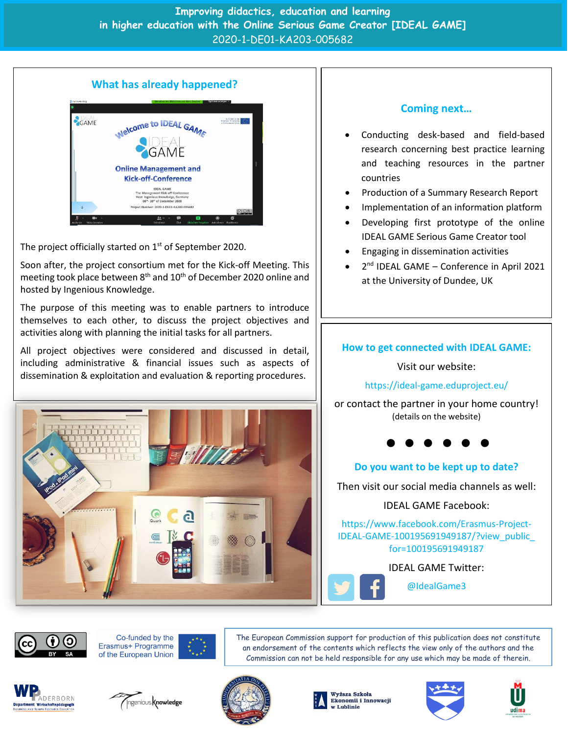**Improving didactics, education and learning in higher education with the Online Serious Game Creator [IDEAL GAME]**
2020-1-DE01-KA203-005682

## What has already happened?

The project officially started on 1st of September 2020.

Soon after, the project consortium met for the Kick-off Meeting. This meeting took place between 8th and 10th of December 2020 online and hosted by Ingenious Knowledge.

The purpose of this meeting was to enable partners to introduce themselves to each other, to discuss the project objectives and activities along with planning the initial tasks for all partners.

All project objectives were considered and discussed in detail, including administrative & financial issues such as aspects of dissemination & exploitation and evaluation & reporting procedures.

## Coming next…

- Conducting desk-based and field-based research concerning best practice learning and teaching resources in the partner countries
- Production of a Summary Research Report
- Implementation of an information platform
- Developing first prototype of the online IDEAL GAME Serious Game Creator tool
- Engaging in dissemination activities
- 2nd IDEAL GAME – Conference in April 2021 at the University of Dundee, UK

## How to get connected with IDEAL GAME:

Visit our website:

https://ideal-game.eduproject.eu/

or contact the partner in your home country!
(details on the website)

## Do you want to be kept up to date?

Then visit our social media channels as well:

IDEAL GAME Facebook:

https://www.facebook.com/Erasmus-Project-IDEAL-GAME-100195691949187/?view_public_for=100195691949187

IDEAL GAME Twitter:

@IdealGame3

Co-funded by the Erasmus+ Programme of the European Union

The European Commission support for production of this publication does not constitute an endorsement of the contents which reflects the view only of the authors and the Commission can not be held responsible for any use which may be made of therein.